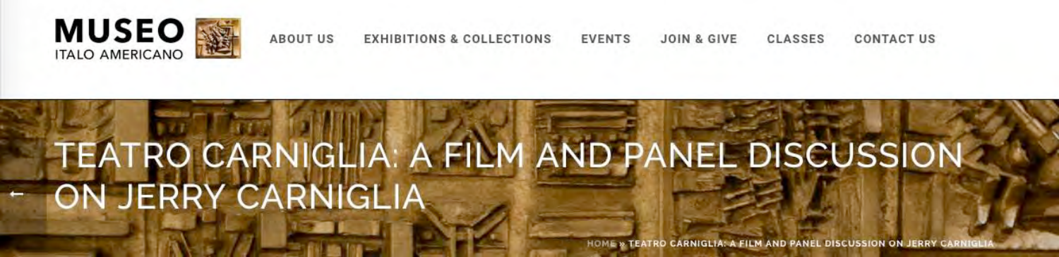MUSEO ITALO AMERICANO

ABOUT US EXHIBITIONS & COLLECTIONS EVENTS JOIN & GIVE CLASSES CONTACT US

# TEATRO CARNIGLIA: A FILM AND PANEL DISCUSSION ON JERRY CARNIGLIA

HOME » TEATRO CARNIGLIA: A FILM AND PANEL DISCUSSION ON JERRY CARNIGLIA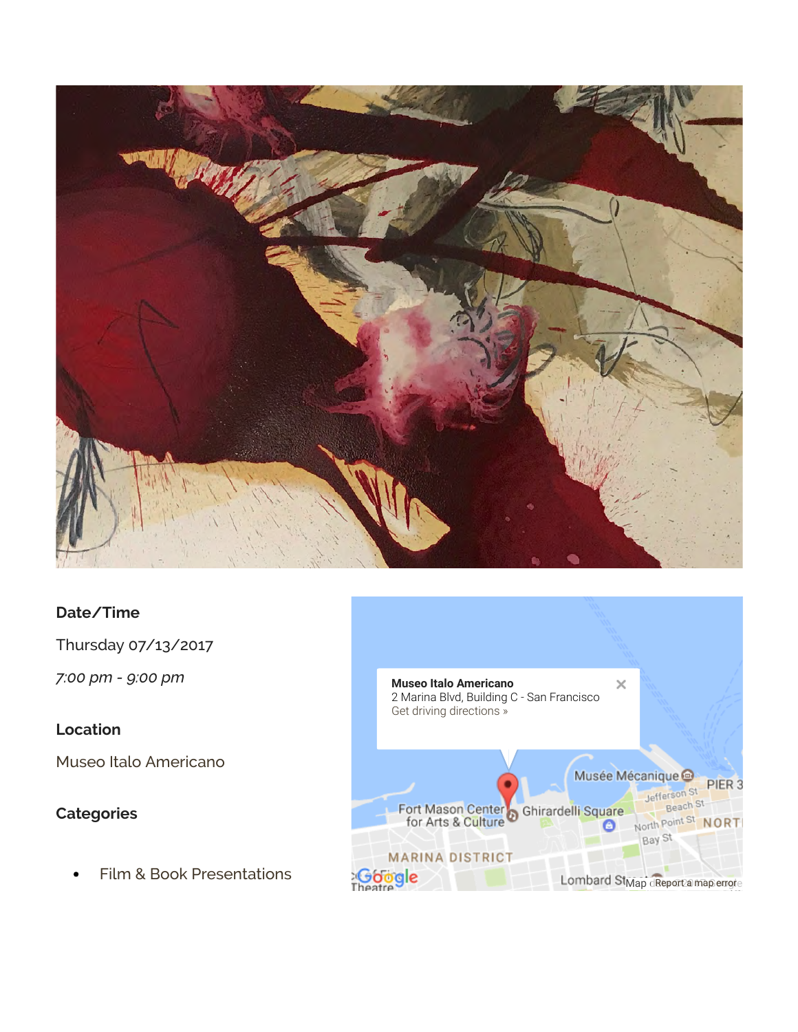**Date/Time**

Thursday 07/13/2017

*7:00 pm - 9:00 pm*

**Location**

Museo Italo Americano

**Categories**

- Film & Book Presentations

**Museo Italo Americano**
2 Marina Blvd, Building C - San Francisco
Get driving directions »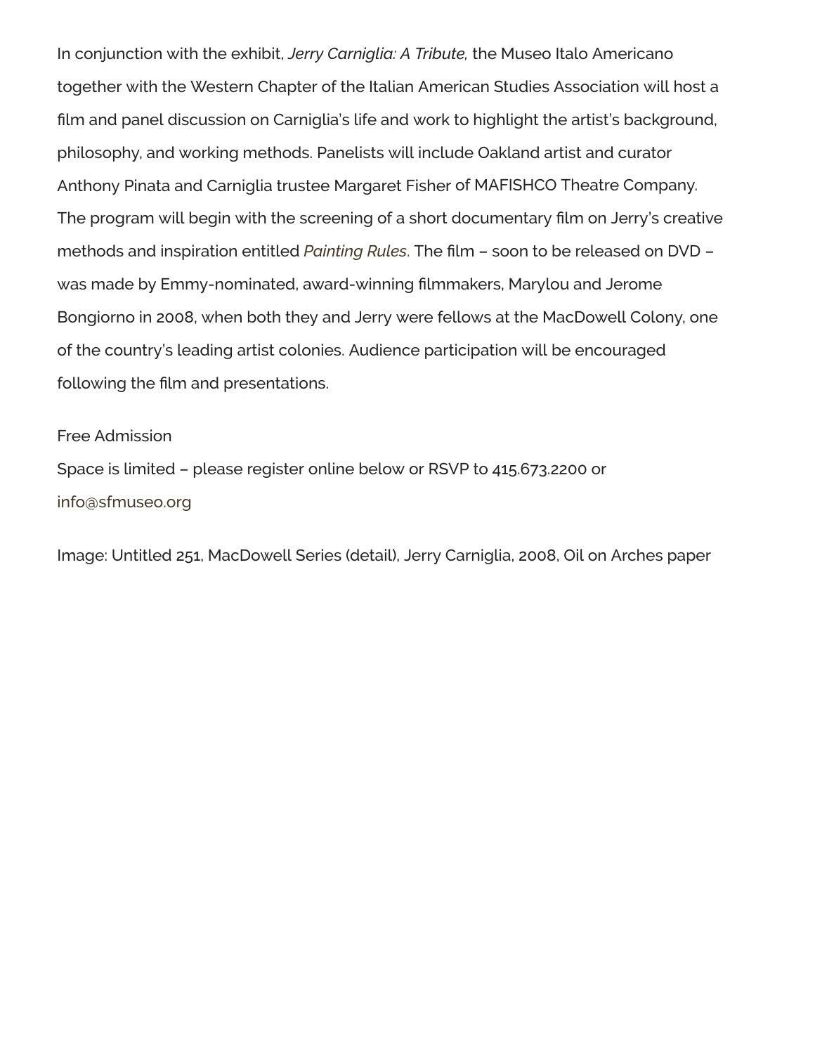In conjunction with the exhibit, *Jerry Carniglia: A Tribute,* the Museo Italo Americano together with the Western Chapter of the Italian American Studies Association will host a film and panel discussion on Carniglia's life and work to highlight the artist's background, philosophy, and working methods. Panelists will include Oakland artist and curator Anthony Pinata and Carniglia trustee Margaret Fisher of MAFISHCO Theatre Company. The program will begin with the screening of a short documentary film on Jerry's creative methods and inspiration entitled *Painting Rules*. The film – soon to be released on DVD – was made by Emmy-nominated, award-winning filmmakers, Marylou and Jerome Bongiorno in 2008, when both they and Jerry were fellows at the MacDowell Colony, one of the country's leading artist colonies. Audience participation will be encouraged following the film and presentations.

Free Admission

Space is limited – please register online below or RSVP to 415.673.2200 or info@sfmuseo.org

Image: Untitled 251, MacDowell Series (detail), Jerry Carniglia, 2008, Oil on Arches paper